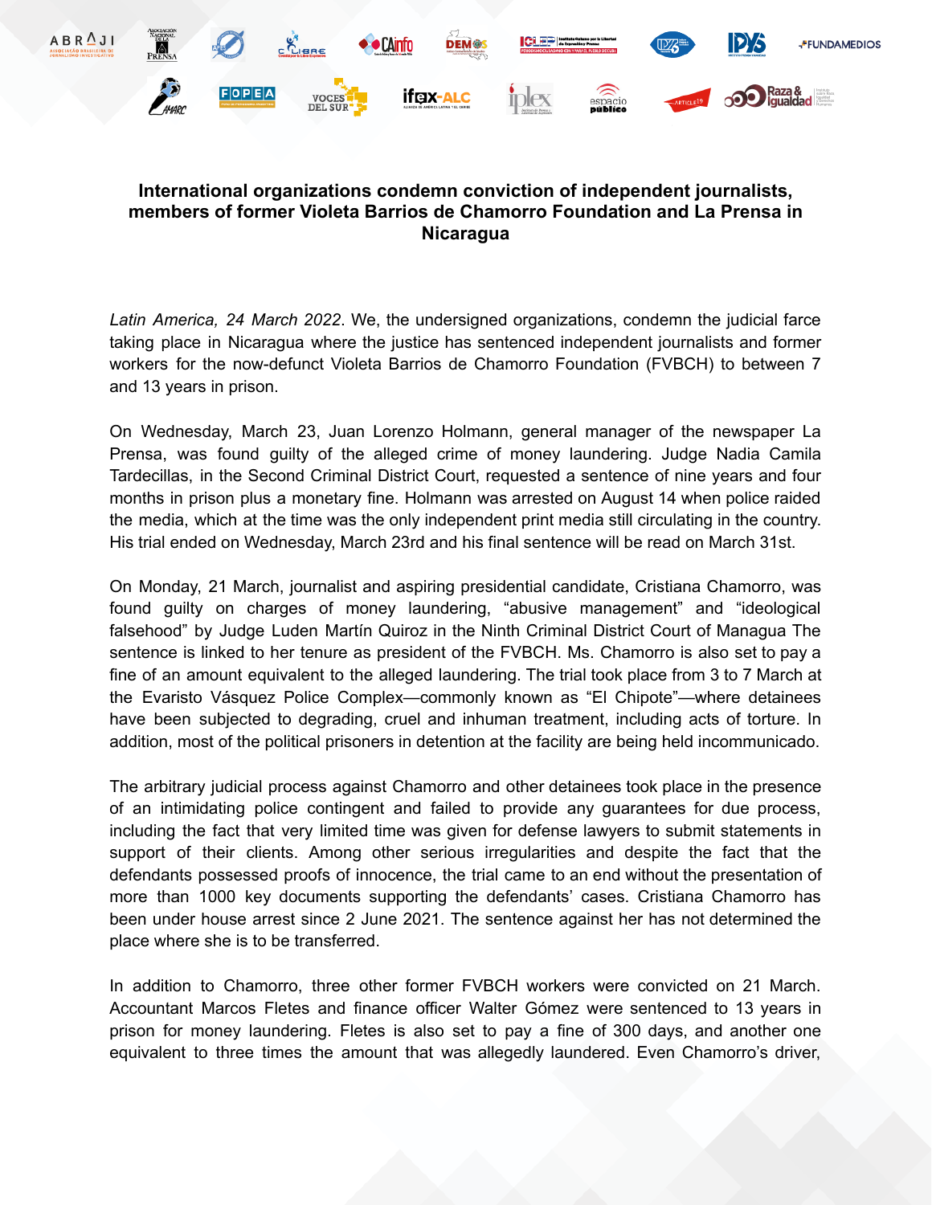**International organizations condemn conviction of independent journalists, members of former Violeta Barrios de Chamorro Foundation and La Prensa in Nicaragua**

*Latin America, 24 March 2022*. We, the undersigned organizations, condemn the judicial farce taking place in Nicaragua where the justice has sentenced independent journalists and former workers for the now-defunct Violeta Barrios de Chamorro Foundation (FVBCH) to between 7 and 13 years in prison.

On Wednesday, March 23, Juan Lorenzo Holmann, general manager of the newspaper La Prensa, was found guilty of the alleged crime of money laundering. Judge Nadia Camila Tardecillas, in the Second Criminal District Court, requested a sentence of nine years and four months in prison plus a monetary fine. Holmann was arrested on August 14 when police raided the media, which at the time was the only independent print media still circulating in the country. His trial ended on Wednesday, March 23rd and his final sentence will be read on March 31st.

On Monday, 21 March, journalist and aspiring presidential candidate, Cristiana Chamorro, was found guilty on charges of money laundering, "abusive management" and "ideological falsehood" by Judge Luden Martín Quiroz in the Ninth Criminal District Court of Managua The sentence is linked to her tenure as president of the FVBCH. Ms. Chamorro is also set to pay a fine of an amount equivalent to the alleged laundering. The trial took place from 3 to 7 March at the Evaristo Vásquez Police Complex—commonly known as "El Chipote"—where detainees have been subjected to degrading, cruel and inhuman treatment, including acts of torture. In addition, most of the political prisoners in detention at the facility are being held incommunicado.

The arbitrary judicial process against Chamorro and other detainees took place in the presence of an intimidating police contingent and failed to provide any guarantees for due process, including the fact that very limited time was given for defense lawyers to submit statements in support of their clients. Among other serious irregularities and despite the fact that the defendants possessed proofs of innocence, the trial came to an end without the presentation of more than 1000 key documents supporting the defendants' cases. Cristiana Chamorro has been under house arrest since 2 June 2021. The sentence against her has not determined the place where she is to be transferred.

In addition to Chamorro, three other former FVBCH workers were convicted on 21 March. Accountant Marcos Fletes and finance officer Walter Gómez were sentenced to 13 years in prison for money laundering. Fletes is also set to pay a fine of 300 days, and another one equivalent to three times the amount that was allegedly laundered. Even Chamorro's driver,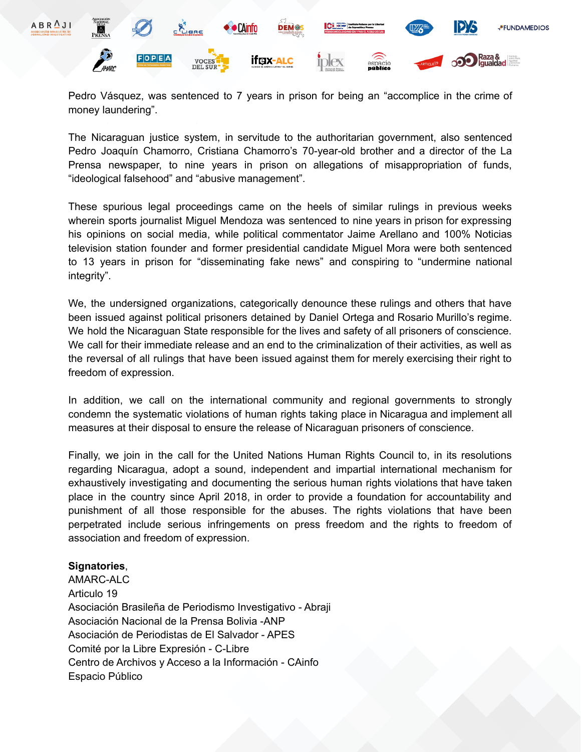Pedro Vásquez, was sentenced to 7 years in prison for being an "accomplice in the crime of money laundering".

The Nicaraguan justice system, in servitude to the authoritarian government, also sentenced Pedro Joaquín Chamorro, Cristiana Chamorro's 70-year-old brother and a director of the La Prensa newspaper, to nine years in prison on allegations of misappropriation of funds, "ideological falsehood" and "abusive management".

These spurious legal proceedings came on the heels of similar rulings in previous weeks wherein sports journalist Miguel Mendoza was sentenced to nine years in prison for expressing his opinions on social media, while political commentator Jaime Arellano and 100% Noticias television station founder and former presidential candidate Miguel Mora were both sentenced to 13 years in prison for "disseminating fake news" and conspiring to "undermine national integrity".

We, the undersigned organizations, categorically denounce these rulings and others that have been issued against political prisoners detained by Daniel Ortega and Rosario Murillo's regime. We hold the Nicaraguan State responsible for the lives and safety of all prisoners of conscience. We call for their immediate release and an end to the criminalization of their activities, as well as the reversal of all rulings that have been issued against them for merely exercising their right to freedom of expression.

In addition, we call on the international community and regional governments to strongly condemn the systematic violations of human rights taking place in Nicaragua and implement all measures at their disposal to ensure the release of Nicaraguan prisoners of conscience.

Finally, we join in the call for the United Nations Human Rights Council to, in its resolutions regarding Nicaragua, adopt a sound, independent and impartial international mechanism for exhaustively investigating and documenting the serious human rights violations that have taken place in the country since April 2018, in order to provide a foundation for accountability and punishment of all those responsible for the abuses. The rights violations that have been perpetrated include serious infringements on press freedom and the rights to freedom of association and freedom of expression.

**Signatories**,
AMARC-ALC
Articulo 19
Asociación Brasileña de Periodismo Investigativo - Abraji
Asociación Nacional de la Prensa Bolivia -ANP
Asociación de Periodistas de El Salvador - APES
Comité por la Libre Expresión - C-Libre
Centro de Archivos y Acceso a la Información - CAinfo
Espacio Público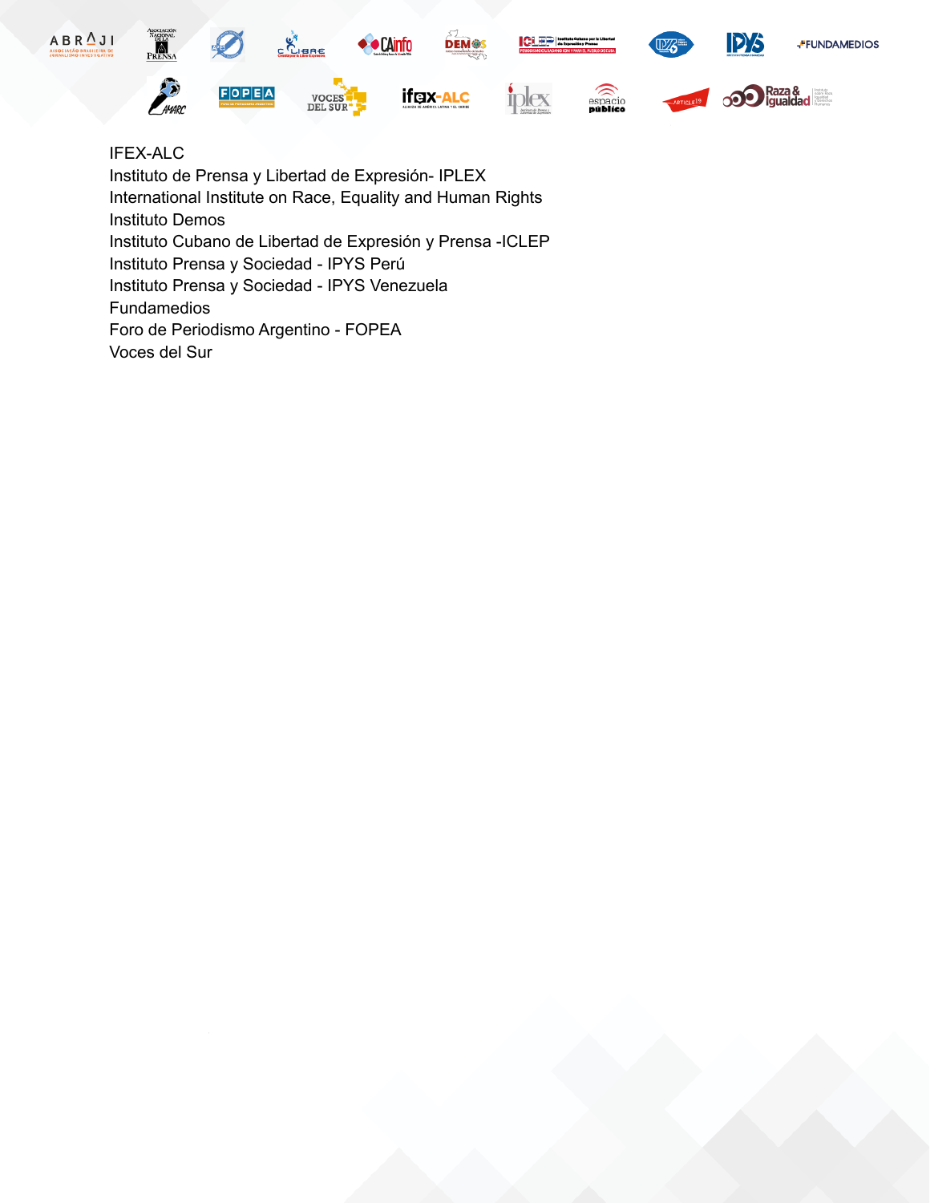IFEX-ALC
Instituto de Prensa y Libertad de Expresión- IPLEX
International Institute on Race, Equality and Human Rights
Instituto Demos
Instituto Cubano de Libertad de Expresión y Prensa -ICLEP
Instituto Prensa y Sociedad - IPYS Perú
Instituto Prensa y Sociedad - IPYS Venezuela
Fundamedios
Foro de Periodismo Argentino - FOPEA
Voces del Sur